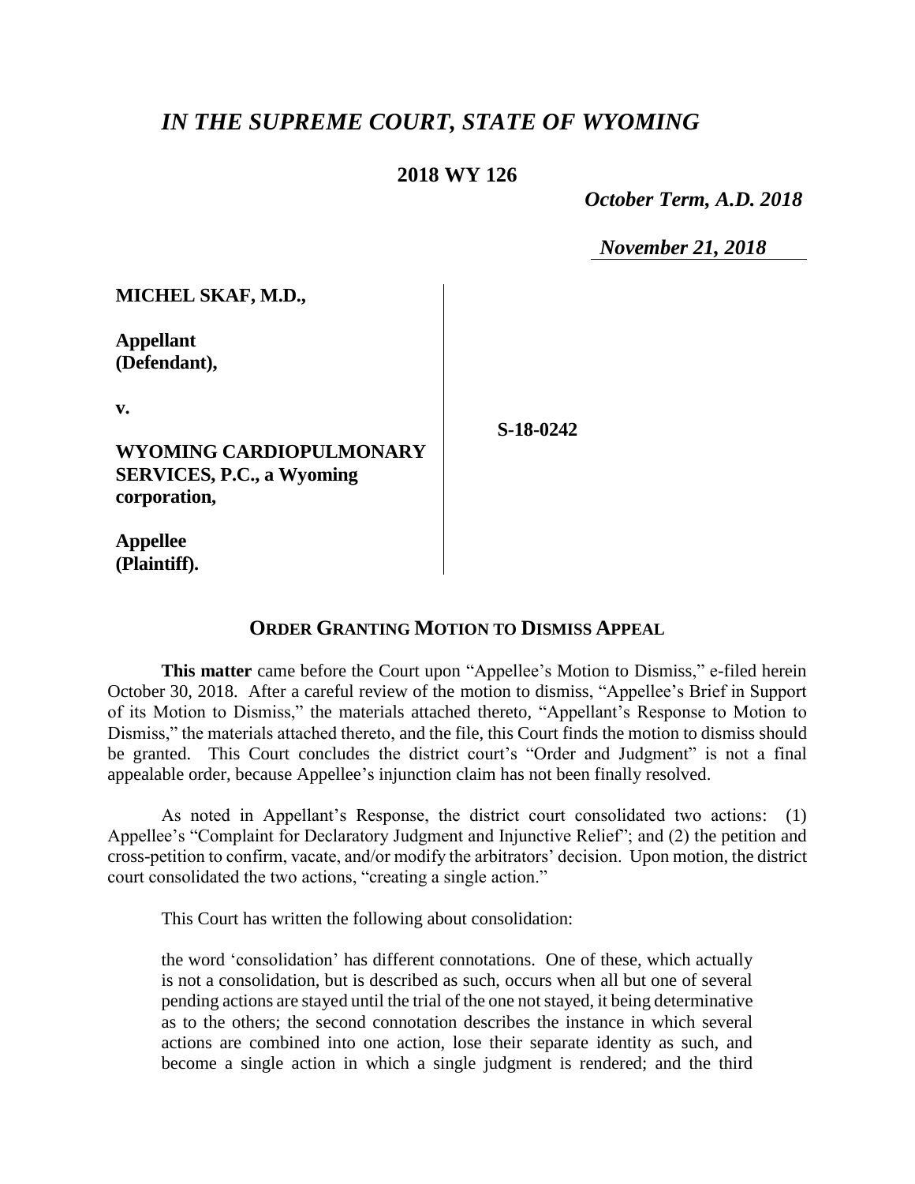# *IN THE SUPREME COURT, STATE OF WYOMING*

**2018 WY 126**

*October Term, A.D. 2018*

*November 21, 2018*

**MICHEL SKAF, M.D.,**

**Appellant (Defendant),**

**v.**

**WYOMING CARDIOPULMONARY SERVICES, P.C., a Wyoming corporation,**

**Appellee (Plaintiff).**

**S-18-0242**

## ORDER GRANTING MOTION TO DISMISS APPEAL

**This matter** came before the Court upon "Appellee's Motion to Dismiss," e-filed herein October 30, 2018. After a careful review of the motion to dismiss, "Appellee's Brief in Support of its Motion to Dismiss," the materials attached thereto, "Appellant's Response to Motion to Dismiss," the materials attached thereto, and the file, this Court finds the motion to dismiss should be granted. This Court concludes the district court's "Order and Judgment" is not a final appealable order, because Appellee's injunction claim has not been finally resolved.

As noted in Appellant's Response, the district court consolidated two actions: (1) Appellee's "Complaint for Declaratory Judgment and Injunctive Relief"; and (2) the petition and cross-petition to confirm, vacate, and/or modify the arbitrators' decision. Upon motion, the district court consolidated the two actions, "creating a single action."

This Court has written the following about consolidation:

> the word 'consolidation' has different connotations. One of these, which actually is not a consolidation, but is described as such, occurs when all but one of several pending actions are stayed until the trial of the one not stayed, it being determinative as to the others; the second connotation describes the instance in which several actions are combined into one action, lose their separate identity as such, and become a single action in which a single judgment is rendered; and the third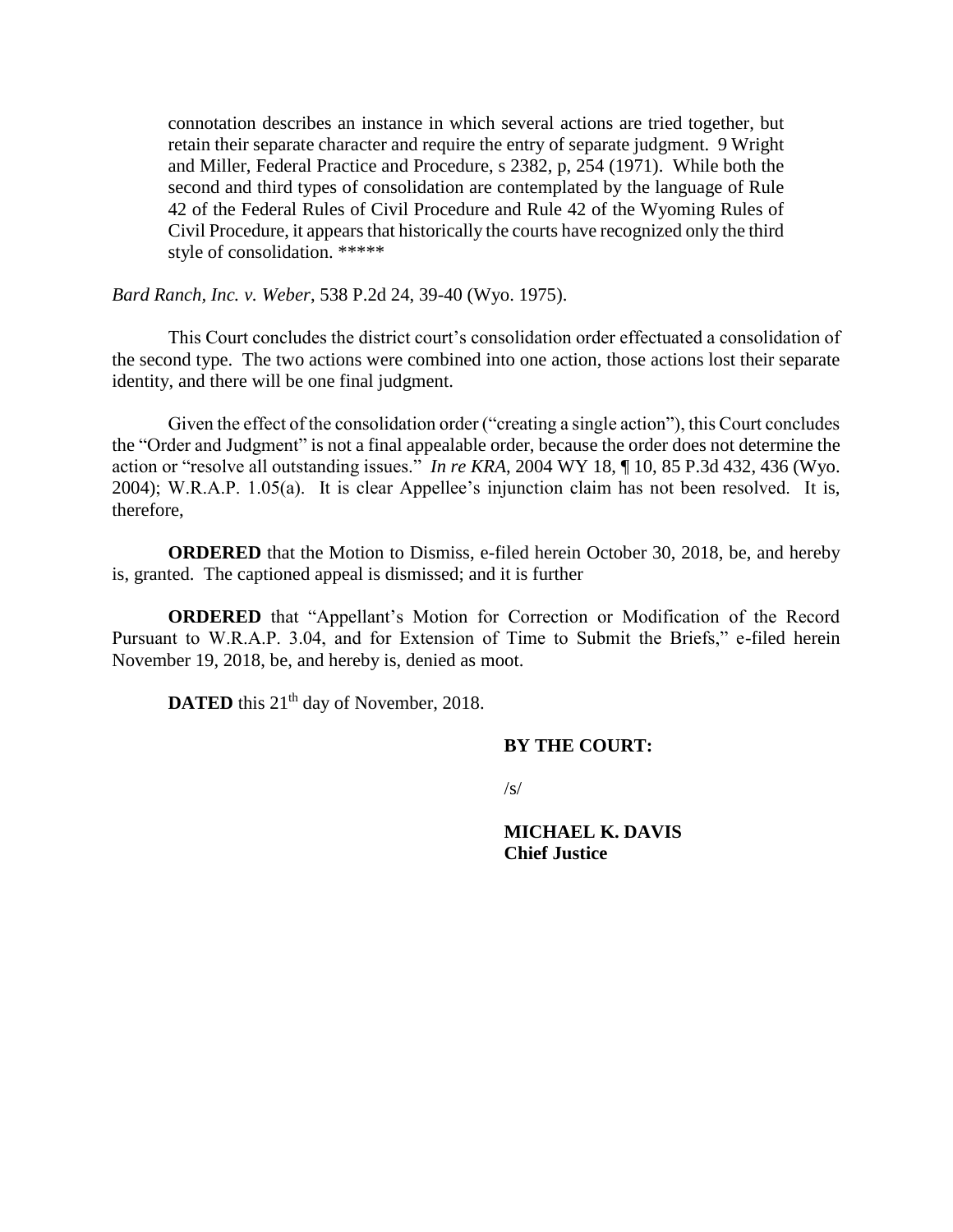> connotation describes an instance in which several actions are tried together, but retain their separate character and require the entry of separate judgment. 9 Wright and Miller, Federal Practice and Procedure, s 2382, p, 254 (1971). While both the second and third types of consolidation are contemplated by the language of Rule 42 of the Federal Rules of Civil Procedure and Rule 42 of the Wyoming Rules of Civil Procedure, it appears that historically the courts have recognized only the third style of consolidation. *****

*Bard Ranch, Inc. v. Weber*, 538 P.2d 24, 39-40 (Wyo. 1975).

This Court concludes the district court's consolidation order effectuated a consolidation of the second type. The two actions were combined into one action, those actions lost their separate identity, and there will be one final judgment.

Given the effect of the consolidation order ("creating a single action"), this Court concludes the "Order and Judgment" is not a final appealable order, because the order does not determine the action or "resolve all outstanding issues." *In re KRA*, 2004 WY 18, ¶ 10, 85 P.3d 432, 436 (Wyo. 2004); W.R.A.P. 1.05(a). It is clear Appellee's injunction claim has not been resolved. It is, therefore,

**ORDERED** that the Motion to Dismiss, e-filed herein October 30, 2018, be, and hereby is, granted. The captioned appeal is dismissed; and it is further

**ORDERED** that "Appellant's Motion for Correction or Modification of the Record Pursuant to W.R.A.P. 3.04, and for Extension of Time to Submit the Briefs," e-filed herein November 19, 2018, be, and hereby is, denied as moot.

**DATED** this 21th day of November, 2018.

**BY THE COURT:**

/s/

**MICHAEL K. DAVIS**
**Chief Justice**